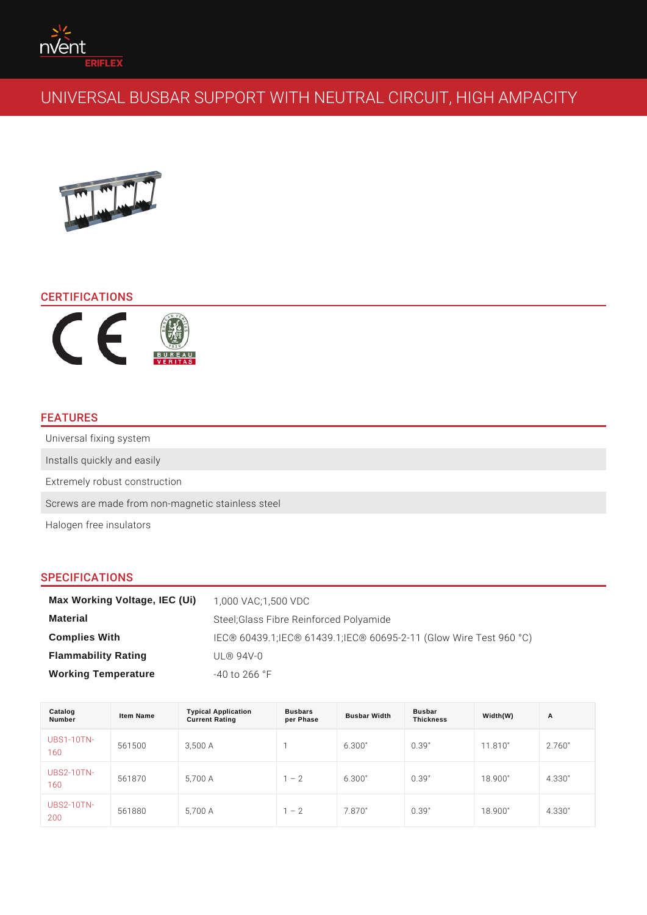# UNIVERSAL BUSBAR SUPPORT WITH NEUTRAL CIRCUIT, HIGH AMPACITY

## CERTIFICATIONS

## FEATURES

- Universal fixing system
- Installs quickly and easily
- Extremely robust construction
- Screws are made from non-magnetic stainless steel
- Halogen free insulators

## SPECIFICATIONS

| | |
|---|---|
| **Max Working Voltage, IEC (Ui)** | 1,000 VAC;1,500 VDC |
| **Material** | Steel;Glass Fibre Reinforced Polyamide |
| **Complies With** | IEC® 60439.1;IEC® 61439.1;IEC® 60695-2-11 (Glow Wire Test 960 °C) |
| **Flammability Rating** | UL® 94V-0 |
| **Working Temperature** | -40 to 266 °F |

| Catalog Number | Item Name | Typical Application Current Rating | Busbars per Phase | Busbar Width | Busbar Thickness | Width(W) | A |
|---|---|---|---|---|---|---|---|
| UBS1-10TN-160 | 561500 | 3,500 A | 1 | 6.300" | 0.39" | 11.810" | 2.760" |
| UBS2-10TN-160 | 561870 | 5,700 A | 1 – 2 | 6.300" | 0.39" | 18.900" | 4.330" |
| UBS2-10TN-200 | 561880 | 5,700 A | 1 – 2 | 7.870" | 0.39" | 18.900" | 4.330" |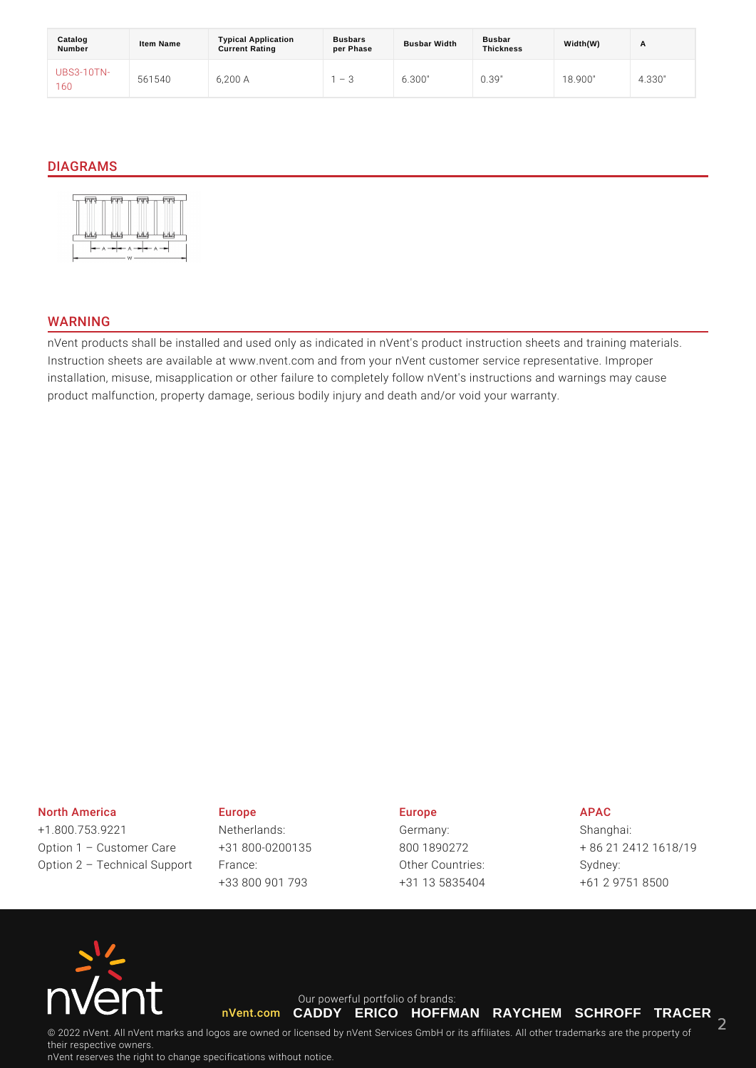| Catalog Number | Item Name | Typical Application Current Rating | Busbars per Phase | Busbar Width | Busbar Thickness | Width(W) | A |
|---|---|---|---|---|---|---|---|
| UBS3-10TN-160 | 561540 | 6,200 A | 1 – 3 | 6.300" | 0.39" | 18.900" | 4.330" |

## DIAGRAMS

A A A
W

## WARNING

nVent products shall be installed and used only as indicated in nVent's product instruction sheets and training materials. Instruction sheets are available at www.nvent.com and from your nVent customer service representative. Improper installation, misuse, misapplication or other failure to completely follow nVent's instructions and warnings may cause product malfunction, property damage, serious bodily injury and death and/or void your warranty.

**North America**
+1.800.753.9221
Option 1 – Customer Care
Option 2 – Technical Support

**Europe**
Netherlands:
+31 800-0200135
France:
+33 800 901 793

**Europe**
Germany:
800 1890272
Other Countries:
+31 13 5835404

**APAC**
Shanghai:
+ 86 21 2412 1618/19
Sydney:
+61 2 9751 8500

Our powerful portfolio of brands:
nVent.com CADDY ERICO HOFFMAN RAYCHEM SCHROFF TRACER

© 2022 nVent. All nVent marks and logos are owned or licensed by nVent Services GmbH or its affiliates. All other trademarks are the property of their respective owners.
nVent reserves the right to change specifications without notice.